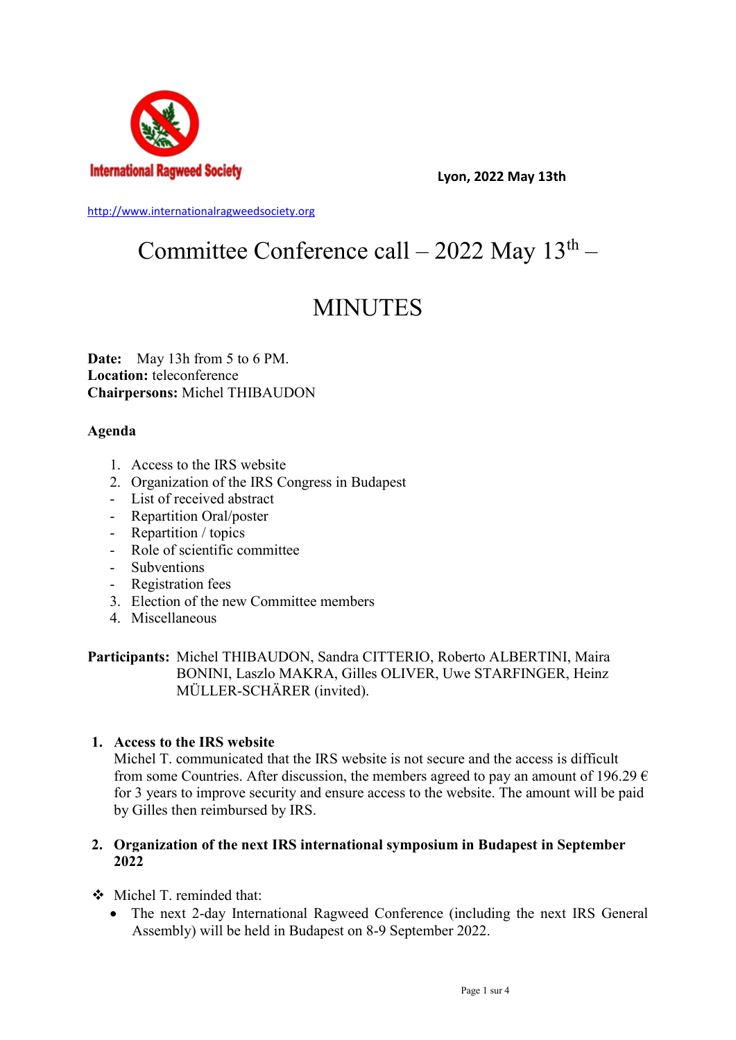International Ragweed Society

**Lyon, 2022 May 13th**

http://www.internationalragweedsociety.org

# Committee Conference call – 2022 May 13th –

# MINUTES

**Date:** May 13h from 5 to 6 PM.
**Location:** teleconference
**Chairpersons:** Michel THIBAUDON

**Agenda**

1. Access to the IRS website
2. Organization of the IRS Congress in Budapest
   - List of received abstract
   - Repartition Oral/poster
   - Repartition / topics
   - Role of scientific committee
   - Subventions
   - Registration fees
3. Election of the new Committee members
4. Miscellaneous

**Participants:** Michel THIBAUDON, Sandra CITTERIO, Roberto ALBERTINI, Maira BONINI, Laszlo MAKRA, Gilles OLIVER, Uwe STARFINGER, Heinz MÜLLER-SCHÄRER (invited).

1. **Access to the IRS website**
   Michel T. communicated that the IRS website is not secure and the access is difficult from some Countries. After discussion, the members agreed to pay an amount of 196.29 € for 3 years to improve security and ensure access to the website. The amount will be paid by Gilles then reimbursed by IRS.

2. **Organization of the next IRS international symposium in Budapest in September 2022**

- Michel T. reminded that:
  - The next 2-day International Ragweed Conference (including the next IRS General Assembly) will be held in Budapest on 8-9 September 2022.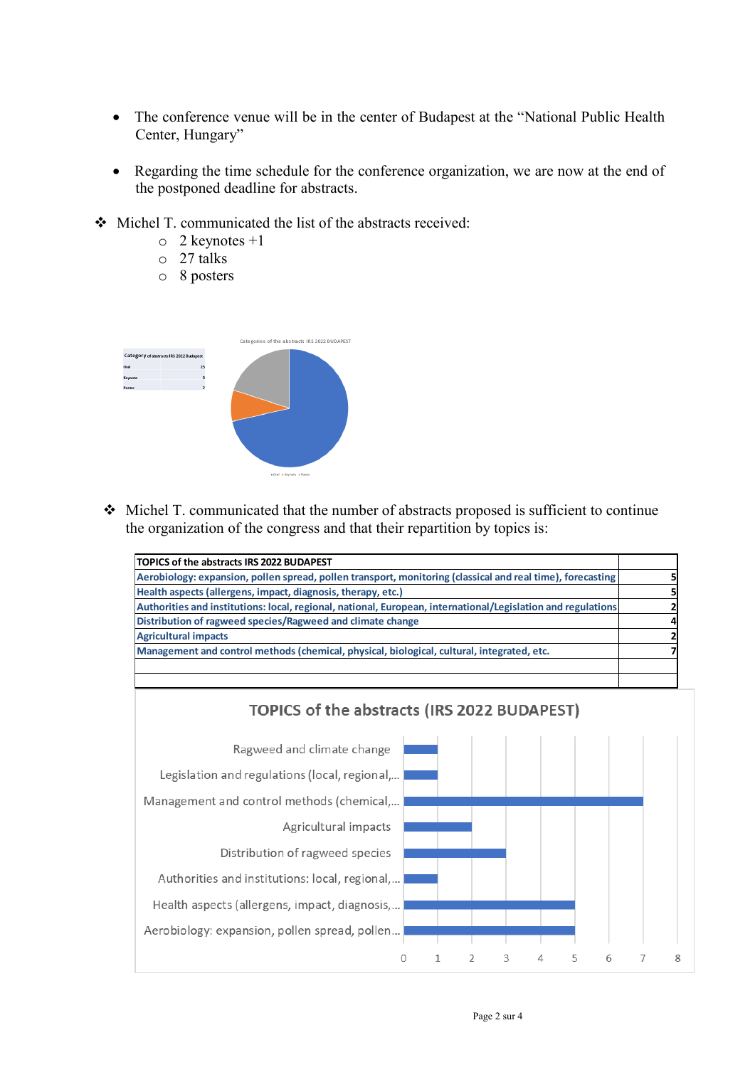- The conference venue will be in the center of Budapest at the "National Public Health Center, Hungary"

- Regarding the time schedule for the conference organization, we are now at the end of the postponed deadline for abstracts.

❖ Michel T. communicated the list of the abstracts received:
  - 2 keynotes +1
  - 27 talks
  - 8 posters

| Category of abstracts IRS 2022 Budapest | |
|---|---|
| Oral | 25 |
| Keynote | 3 |
| Poster | 7 |

Categories of the abstracts IRS 2022 BUDAPEST

Oral • Keynote • Poster

❖ Michel T. communicated that the number of abstracts proposed is sufficient to continue the organization of the congress and that their repartition by topics is:

| TOPICS of the abstracts IRS 2022 BUDAPEST | |
|---|---|
| Aerobiology: expansion, pollen spread, pollen transport, monitoring (classical and real time), forecasting | 5 |
| Health aspects (allergens, impact, diagnosis, therapy, etc.) | 5 |
| Authorities and institutions: local, regional, national, European, international/Legislation and regulations | 2 |
| Distribution of ragweed species/Ragweed and climate change | 4 |
| Agricultural impacts | 2 |
| Management and control methods (chemical, physical, biological, cultural, integrated, etc. | 7 |
| | |
| | |

TOPICS of the abstracts (IRS 2022 BUDAPEST)

Ragweed and climate change
Legislation and regulations (local, regional,...
Management and control methods (chemical,...
Agricultural impacts
Distribution of ragweed species
Authorities and institutions: local, regional,...
Health aspects (allergens, impact, diagnosis,...
Aerobiology: expansion, pollen spread, pollen...

0 1 2 3 4 5 6 7 8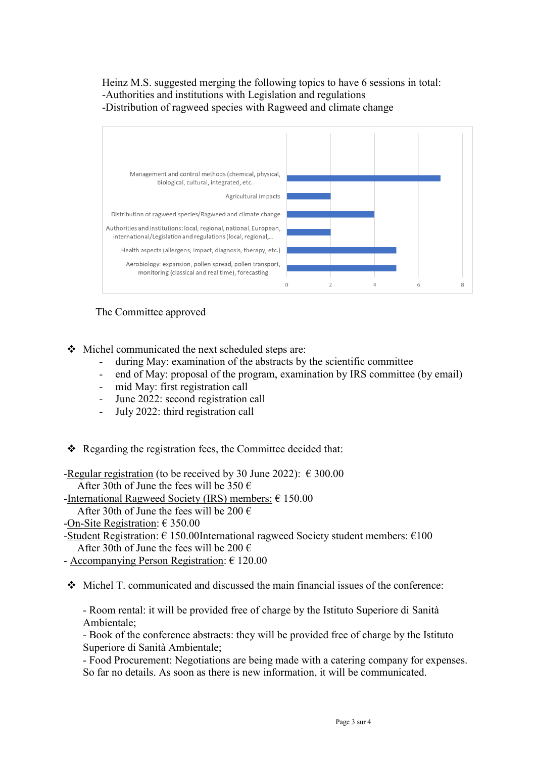Heinz M.S. suggested merging the following topics to have 6 sessions in total:
-Authorities and institutions with Legislation and regulations
-Distribution of ragweed species with Ragweed and climate change

Management and control methods (chemical, physical, biological, cultural, integrated, etc.
Agricultural impacts
Distribution of ragweed species/Ragweed and climate change
Authorities and institutions: local, regional, national, European, international/Legislation and regulations (local, regional,...
Health aspects (allergens, impact, diagnosis, therapy, etc.)
Aerobiology: expansion, pollen spread, pollen transport, monitoring (classical and real time), forecasting
0 2 4 6 8

The Committee approved

- Michel communicated the next scheduled steps are:
  - during May: examination of the abstracts by the scientific committee
  - end of May: proposal of the program, examination by IRS committee (by email)
  - mid May: first registration call
  - June 2022: second registration call
  - July 2022: third registration call

- Regarding the registration fees, the Committee decided that:

-Regular registration (to be received by 30 June 2022): € 300.00
After 30th of June the fees will be 350 €
-International Ragweed Society (IRS) members: € 150.00
After 30th of June the fees will be 200 €
-On-Site Registration: € 350.00
-Student Registration: € 150.00International ragweed Society student members: €100
After 30th of June the fees will be 200 €
- Accompanying Person Registration: € 120.00

- Michel T. communicated and discussed the main financial issues of the conference:

  - Room rental: it will be provided free of charge by the Istituto Superiore di Sanità Ambientale;
  - Book of the conference abstracts: they will be provided free of charge by the Istituto Superiore di Sanità Ambientale;
  - Food Procurement: Negotiations are being made with a catering company for expenses. So far no details. As soon as there is new information, it will be communicated.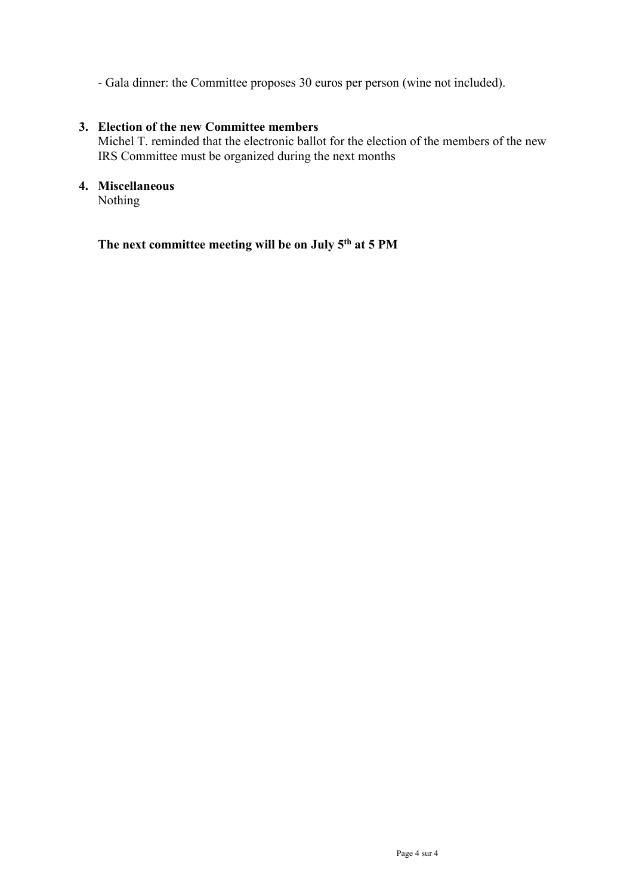- Gala dinner: the Committee proposes 30 euros per person (wine not included).

3. **Election of the new Committee members**
   Michel T. reminded that the electronic ballot for the election of the members of the new IRS Committee must be organized during the next months

4. **Miscellaneous**
   Nothing

**The next committee meeting will be on July 5th at 5 PM**